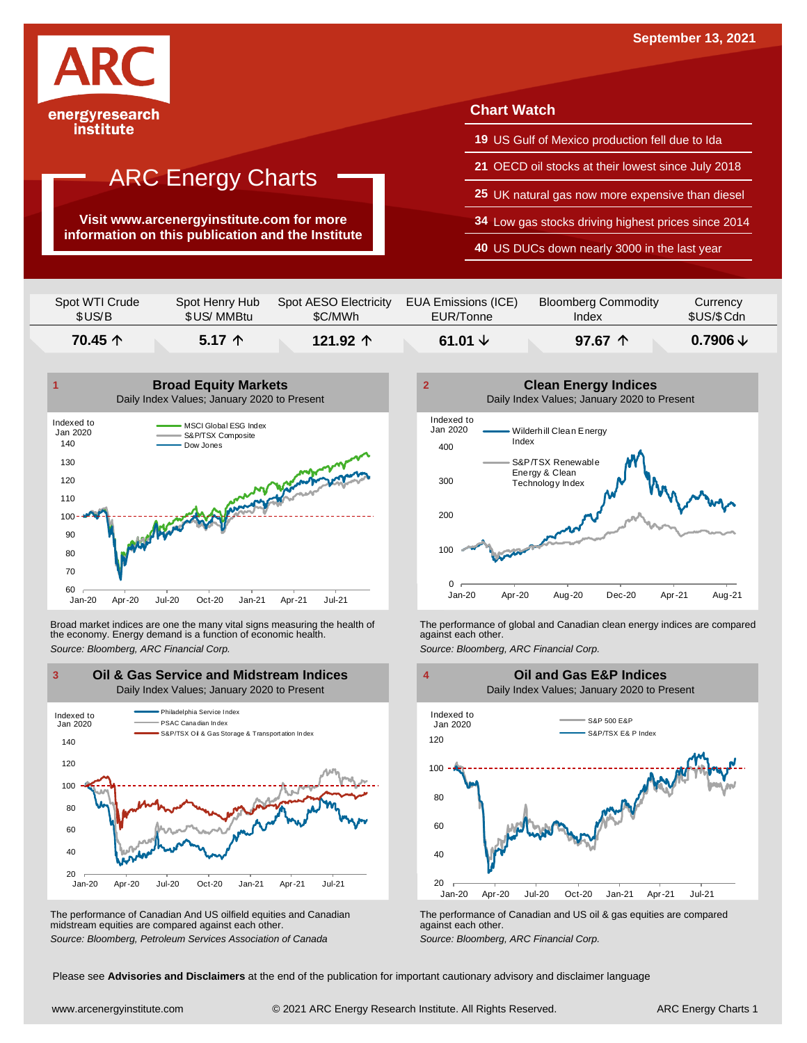September 13, 2021

ARC energyresearch institute

# ARC Energy Charts

**Visit www.arcenergyinstitute.com for more information on this publication and the Institute**

## Chart Watch

- **19** US Gulf of Mexico production fell due to Ida
- **21** OECD oil stocks at their lowest since July 2018
- **25** UK natural gas now more expensive than diesel
- **34** Low gas stocks driving highest prices since 2014
- **40** US DUCs down nearly 3000 in the last year

| Spot WTI Crude $US/B | Spot Henry Hub $US/ MMBtu | Spot AESO Electricity $C/MWh | EUA Emissions (ICE) EUR/Tonne | Bloomberg Commodity Index | Currency $US/$Cdn |
|---|---|---|---|---|---|
| **70.45 ↑** | **5.17 ↑** | **121.92 ↑** | **61.01 ↓** | **97.67 ↑** | **0.7906 ↓** |

### 1 Broad Equity Markets

Daily Index Values; January 2020 to Present

Broad market indices are one the many vital signs measuring the health of the economy. Energy demand is a function of economic health.

*Source: Bloomberg, ARC Financial Corp.*

### 2 Clean Energy Indices

Daily Index Values; January 2020 to Present

The performance of global and Canadian clean energy indices are compared against each other.

*Source: Bloomberg, ARC Financial Corp.*

### 3 Oil & Gas Service and Midstream Indices

Daily Index Values; January 2020 to Present

The performance of Canadian And US oilfield equities and Canadian midstream equities are compared against each other.

*Source: Bloomberg, Petroleum Services Association of Canada*

### 4 Oil and Gas E&P Indices

Daily Index Values; January 2020 to Present

The performance of Canadian and US oil & gas equities are compared against each other.

*Source: Bloomberg, ARC Financial Corp.*

Please see **Advisories and Disclaimers** at the end of the publication for important cautionary advisory and disclaimer language

www.arcenergyinstitute.com © 2021 ARC Energy Research Institute. All Rights Reserved.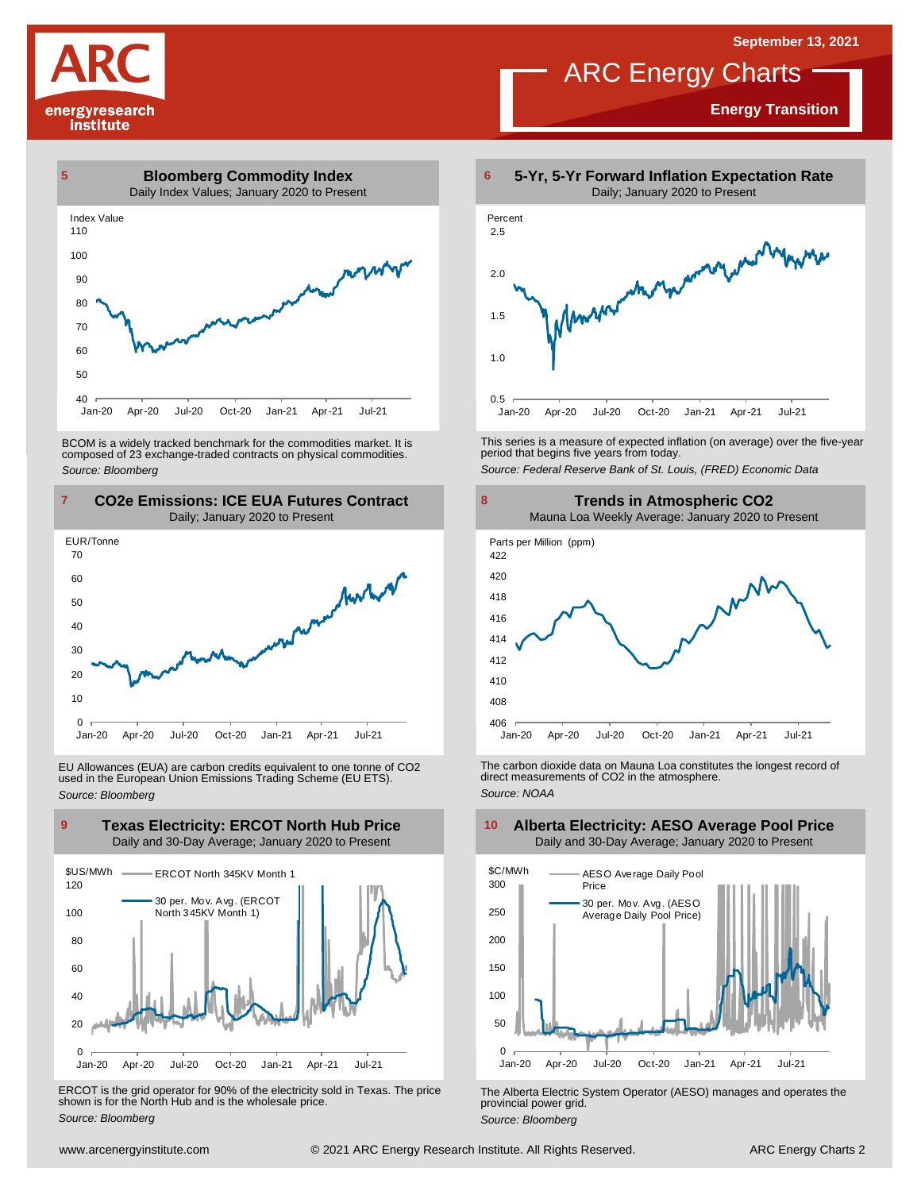# ARC Energy Charts

**Energy Transition**

September 13, 2021

## 5 Bloomberg Commodity Index

Daily Index Values; January 2020 to Present

BCOM is a widely tracked benchmark for the commodities market. It is composed of 23 exchange-traded contracts on physical commodities.

*Source: Bloomberg*

## 6 5-Yr, 5-Yr Forward Inflation Expectation Rate

Daily; January 2020 to Present

This series is a measure of expected inflation (on average) over the five-year period that begins five years from today.

*Source: Federal Reserve Bank of St. Louis, (FRED) Economic Data*

## 7 CO2e Emissions: ICE EUA Futures Contract

Daily; January 2020 to Present

EU Allowances (EUA) are carbon credits equivalent to one tonne of $CO_2$ used in the European Union Emissions Trading Scheme (EU ETS).

*Source: Bloomberg*

## 8 Trends in Atmospheric CO2

Mauna Loa Weekly Average: January 2020 to Present

The carbon dioxide data on Mauna Loa constitutes the longest record of direct measurements of $CO_2$ in the atmosphere.

*Source: NOAA*

## 9 Texas Electricity: ERCOT North Hub Price

Daily and 30-Day Average; January 2020 to Present

ERCOT is the grid operator for 90% of the electricity sold in Texas. The price shown is for the North Hub and is the wholesale price.

*Source: Bloomberg*

## 10 Alberta Electricity: AESO Average Pool Price

Daily and 30-Day Average; January 2020 to Present

The Alberta Electric System Operator (AESO) manages and operates the provincial power grid.

*Source: Bloomberg*

www.arcenergyinstitute.com © 2021 ARC Energy Research Institute. All Rights Reserved.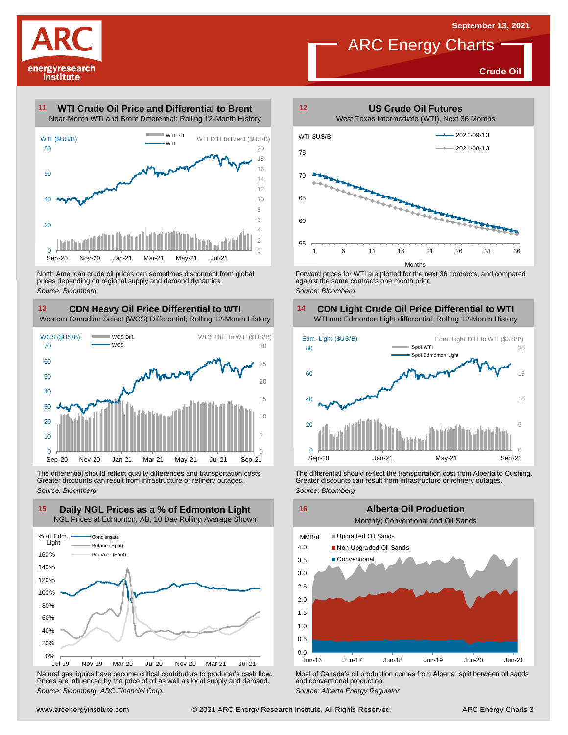September 13, 2021

# ARC Energy Charts

**Crude Oil**

## 11 WTI Crude Oil Price and Differential to Brent

Near-Month WTI and Brent Differential; Rolling 12-Month History

North American crude oil prices can sometimes disconnect from global prices depending on regional supply and demand dynamics.

*Source: Bloomberg*

## 12 US Crude Oil Futures

West Texas Intermediate (WTI), Next 36 Months

Forward prices for WTI are plotted for the next 36 contracts, and compared against the same contracts one month prior.

*Source: Bloomberg*

## 13 CDN Heavy Oil Price Differential to WTI

Western Canadian Select (WCS) Differential; Rolling 12-Month History

The differential should reflect quality differences and transportation costs. Greater discounts can result from infrastructure or refinery outages.

*Source: Bloomberg*

## 14 CDN Light Crude Oil Price Differential to WTI

WTI and Edmonton Light differential; Rolling 12-Month History

The differential should reflect the transportation cost from Alberta to Cushing. Greater discounts can result from infrastructure or refinery outages.

*Source: Bloomberg*

## 15 Daily NGL Prices as a % of Edmonton Light

NGL Prices at Edmonton, AB, 10 Day Rolling Average Shown

Natural gas liquids have become critical contributors to producer's cash flow. Prices are influenced by the price of oil as well as local supply and demand.

*Source: Bloomberg, ARC Financial Corp.*

## 16 Alberta Oil Production

Monthly; Conventional and Oil Sands

Most of Canada's oil production comes from Alberta; split between oil sands and conventional production.

*Source: Alberta Energy Regulator*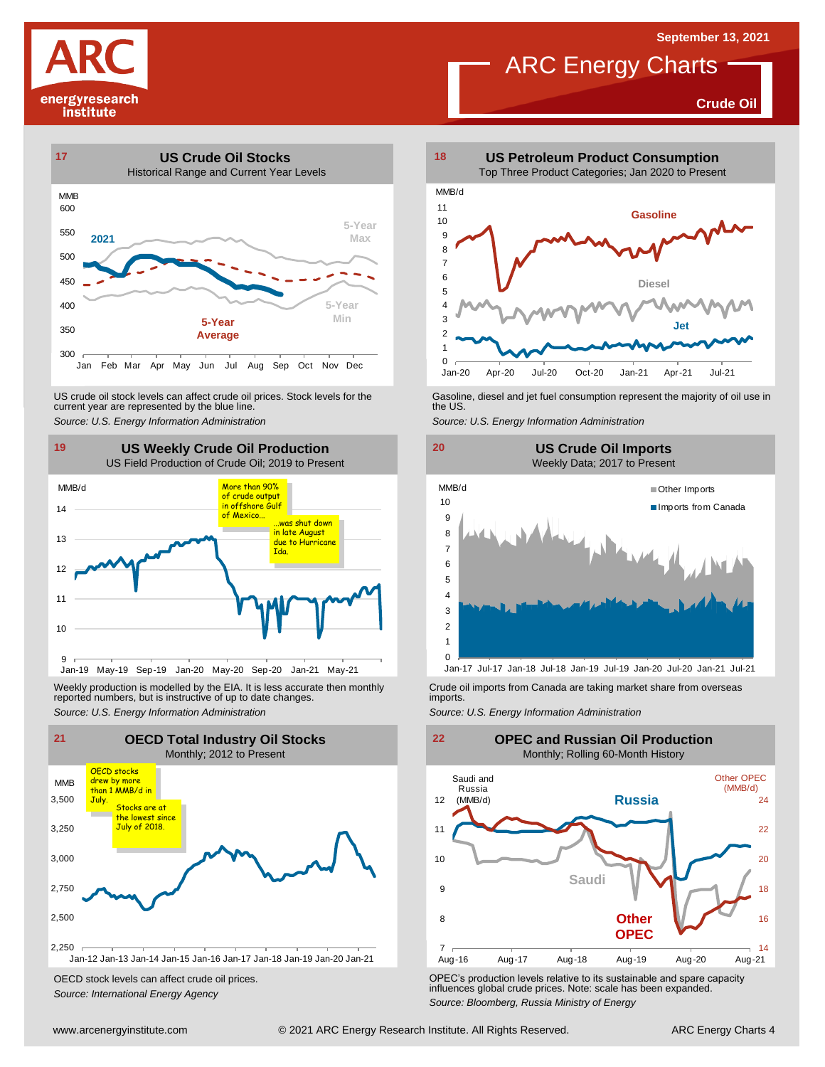September 13, 2021

# ARC Energy Charts

**Crude Oil**

## 17 US Crude Oil Stocks

Historical Range and Current Year Levels

MMB

2021

5-Year Max

5-Year Min

5-Year Average

US crude oil stock levels can affect crude oil prices. Stock levels for the current year are represented by the blue line.

*Source: U.S. Energy Information Administration*

## 18 US Petroleum Product Consumption

Top Three Product Categories; Jan 2020 to Present

MMB/d

Gasoline

Diesel

Jet

Gasoline, diesel and jet fuel consumption represent the majority of oil use in the US.

*Source: U.S. Energy Information Administration*

## 19 US Weekly Crude Oil Production

US Field Production of Crude Oil; 2019 to Present

MMB/d

More than 90% of crude output in offshore Gulf of Mexico…

…was shut down in late August due to Hurricane Ida.

Weekly production is modelled by the EIA. It is less accurate then monthly reported numbers, but is instructive of up to date changes.

*Source: U.S. Energy Information Administration*

## 20 US Crude Oil Imports

Weekly Data; 2017 to Present

MMB/d

Other Imports

Imports from Canada

Crude oil imports from Canada are taking market share from overseas imports.

*Source: U.S. Energy Information Administration*

## 21 OECD Total Industry Oil Stocks

Monthly; 2012 to Present

MMB

OECD stocks drew by more than 1 MMB/d in July.

Stocks are at the lowest since July of 2018.

OECD stock levels can affect crude oil prices.

*Source: International Energy Agency*

## 22 OPEC and Russian Oil Production

Monthly; Rolling 60-Month History

Saudi and Russia (MMB/d)

Other OPEC (MMB/d)

Russia

Saudi

Other OPEC

OPEC's production levels relative to its sustainable and spare capacity influences global crude prices. Note: scale has been expanded.

*Source: Bloomberg, Russia Ministry of Energy*

www.arcenergyinstitute.com © 2021 ARC Energy Research Institute. All Rights Reserved.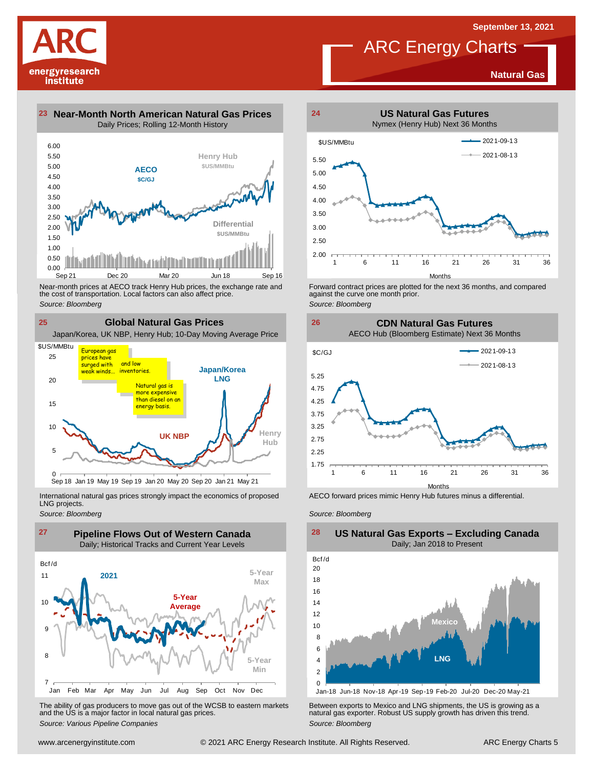# ARC Energy Charts

September 13, 2021

**Natural Gas**

## 23 Near-Month North American Natural Gas Prices

Daily Prices; Rolling 12-Month History

Near-month prices at AECO track Henry Hub prices, the exchange rate and the cost of transportation. Local factors can also affect price.

*Source: Bloomberg*

## 24 US Natural Gas Futures

Nymex (Henry Hub) Next 36 Months

Forward contract prices are plotted for the next 36 months, and compared against the curve one month prior.

*Source: Bloomberg*

## 25 Global Natural Gas Prices

Japan/Korea, UK NBP, Henry Hub; 10-Day Moving Average Price

International natural gas prices strongly impact the economics of proposed LNG projects.

*Source: Bloomberg*

## 26 CDN Natural Gas Futures

AECO Hub (Bloomberg Estimate) Next 36 Months

AECO forward prices mimic Henry Hub futures minus a differential.

*Source: Bloomberg*

## 27 Pipeline Flows Out of Western Canada

Daily; Historical Tracks and Current Year Levels

The ability of gas producers to move gas out of the WCSB to eastern markets and the US is a major factor in local natural gas prices.

*Source: Various Pipeline Companies*

## 28 US Natural Gas Exports – Excluding Canada

Daily; Jan 2018 to Present

Between exports to Mexico and LNG shipments, the US is growing as a natural gas exporter. Robust US supply growth has driven this trend.

*Source: Bloomberg*

www.arcenergyinstitute.com © 2021 ARC Energy Research Institute. All Rights Reserved.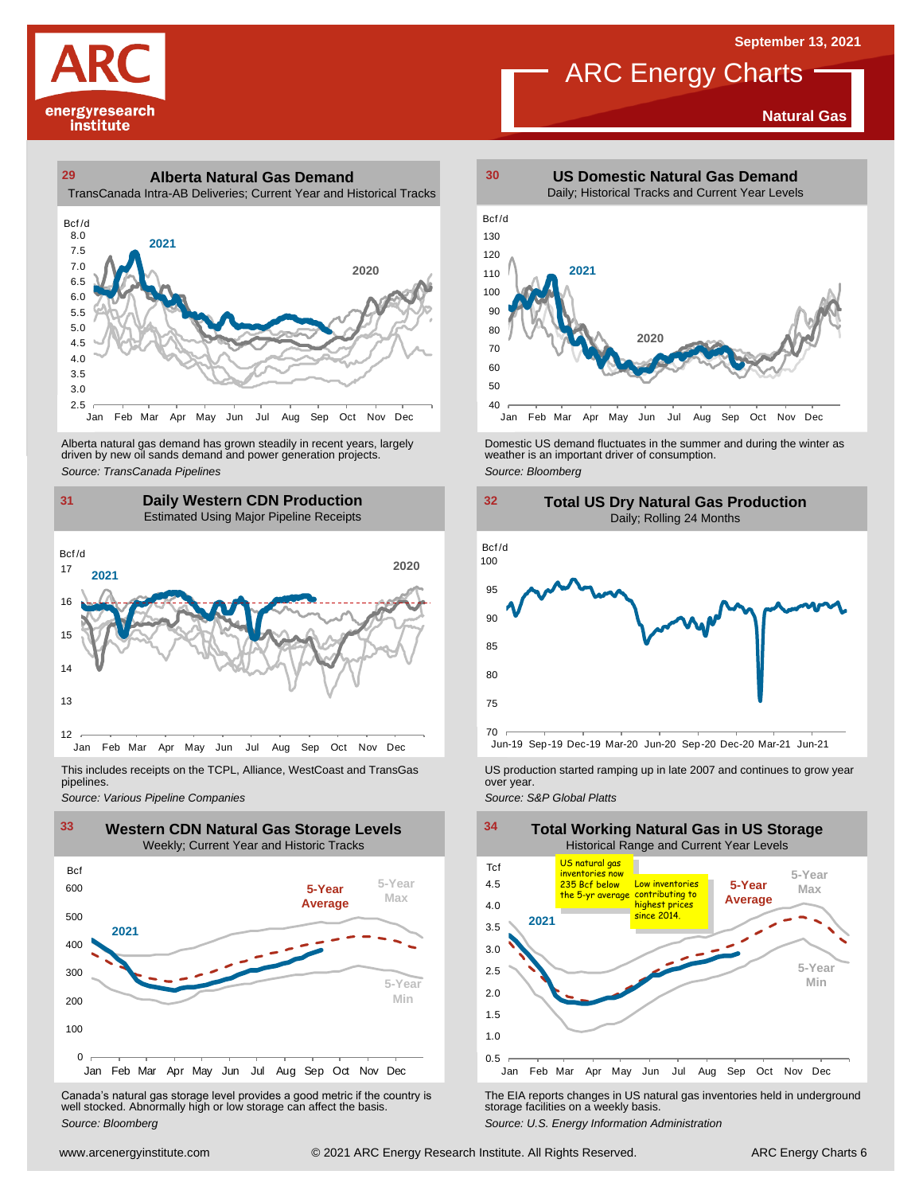ARC energyresearch institute

September 13, 2021

# ARC Energy Charts

**Natural Gas**

## 29 Alberta Natural Gas Demand

TransCanada Intra-AB Deliveries; Current Year and Historical Tracks

Bcf/d

Alberta natural gas demand has grown steadily in recent years, largely driven by new oil sands demand and power generation projects.

*Source: TransCanada Pipelines*

## 30 US Domestic Natural Gas Demand

Daily; Historical Tracks and Current Year Levels

Bcf/d

Domestic US demand fluctuates in the summer and during the winter as weather is an important driver of consumption.

*Source: Bloomberg*

## 31 Daily Western CDN Production

Estimated Using Major Pipeline Receipts

Bcf/d

This includes receipts on the TCPL, Alliance, WestCoast and TransGas pipelines.

*Source: Various Pipeline Companies*

## 32 Total US Dry Natural Gas Production

Daily; Rolling 24 Months

Bcf/d

US production started ramping up in late 2007 and continues to grow year over year.

*Source: S&P Global Platts*

## 33 Western CDN Natural Gas Storage Levels

Weekly; Current Year and Historic Tracks

Bcf

Canada's natural gas storage level provides a good metric if the country is well stocked. Abnormally high or low storage can affect the basis.

*Source: Bloomberg*

## 34 Total Working Natural Gas in US Storage

Historical Range and Current Year Levels

Tcf

US natural gas inventories now 235 Bcf below the 5-yr average

Low inventories contributing to highest prices since 2014.

The EIA reports changes in US natural gas inventories held in underground storage facilities on a weekly basis.

*Source: U.S. Energy Information Administration*

www.arcenergyinstitute.com © 2021 ARC Energy Research Institute. All Rights Reserved.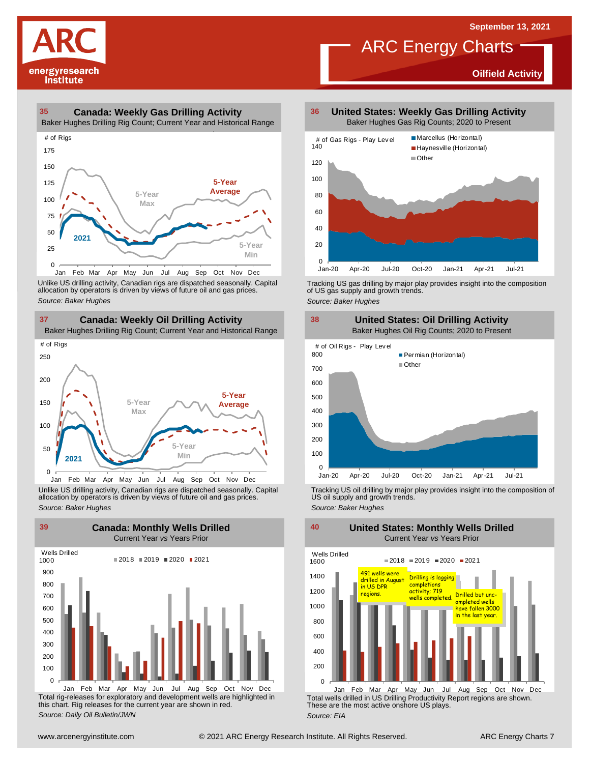# ARC Energy Charts

September 13, 2021

**Oilfield Activity**

## 35 Canada: Weekly Gas Drilling Activity

Baker Hughes Drilling Rig Count; Current Year and Historical Range

Unlike US drilling activity, Canadian rigs are dispatched seasonally. Capital allocation by operators is driven by views of future oil and gas prices.

*Source: Baker Hughes*

## 36 United States: Weekly Gas Drilling Activity

Baker Hughes Gas Rig Counts; 2020 to Present

Tracking US gas drilling by major play provides insight into the composition of US gas supply and growth trends.

*Source: Baker Hughes*

## 37 Canada: Weekly Oil Drilling Activity

Baker Hughes Drilling Rig Count; Current Year and Historical Range

Unlike US drilling activity, Canadian rigs are dispatched seasonally. Capital allocation by operators is driven by views of future oil and gas prices.

*Source: Baker Hughes*

## 38 United States: Oil Drilling Activity

Baker Hughes Oil Rig Counts; 2020 to Present

Tracking US oil drilling by major play provides insight into the composition of US oil supply and growth trends.

*Source: Baker Hughes*

## 39 Canada: Monthly Wells Drilled

Current Year *vs* Years Prior

Total rig-releases for exploratory and development wells are highlighted in this chart. Rig releases for the current year are shown in red.

*Source: Daily Oil Bulletin/JWN*

## 40 United States: Monthly Wells Drilled

Current Year *vs* Years Prior

491 wells were drilled in August in US DPR regions.

Drilling is lagging completions activity; 719 wells completed.

Drilled but uncompleted wells have fallen 3000 in the last year.

Total wells drilled in US Drilling Productivity Report regions are shown. These are the most active onshore US plays.

*Source: EIA*

www.arcenergyinstitute.com © 2021 ARC Energy Research Institute. All Rights Reserved.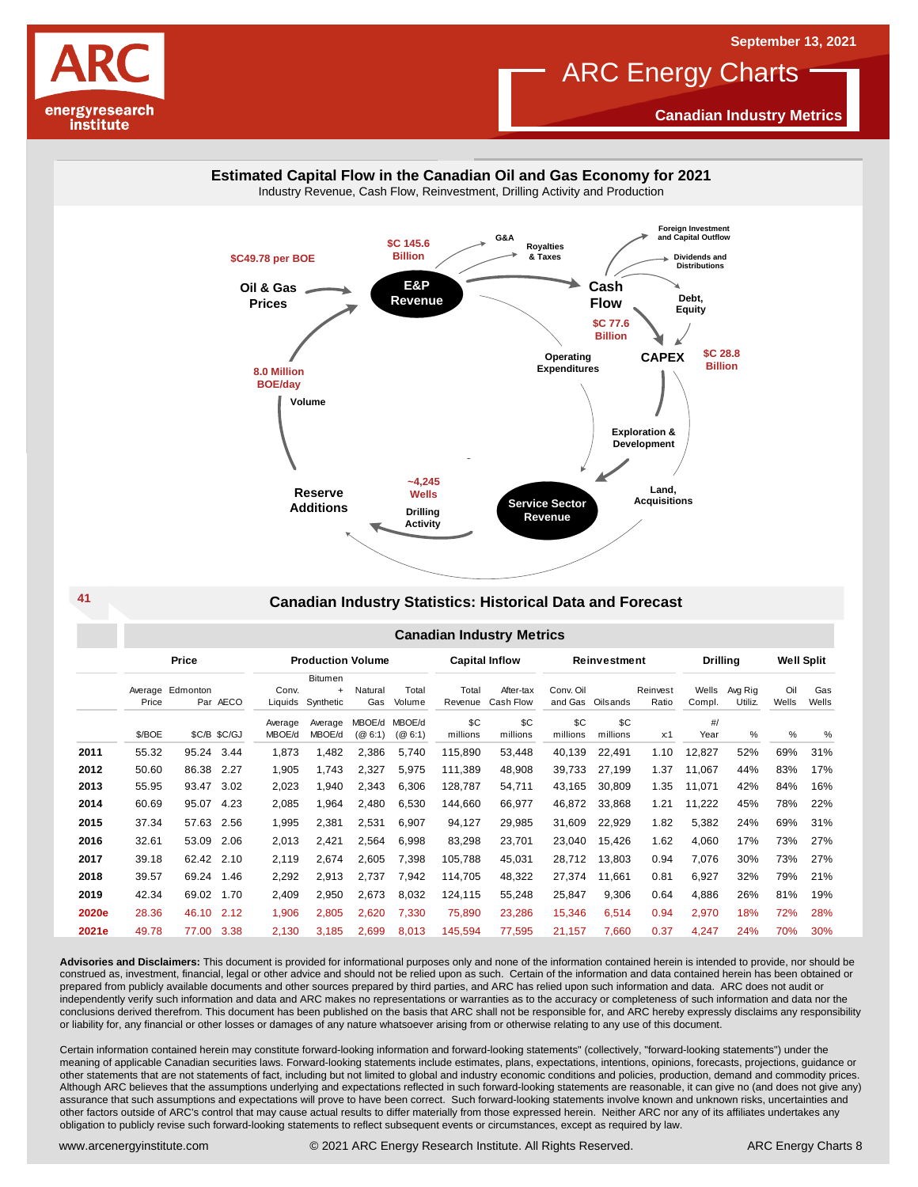## Estimated Capital Flow in the Canadian Oil and Gas Economy for 2021

Industry Revenue, Cash Flow, Reinvestment, Drilling Activity and Production

$C49.78 per BOE

Oil & Gas Prices

$C 145.6 Billion

E&P Revenue

G&A

Royalties & Taxes

Foreign Investment and Capital Outflow

Dividends and Distributions

Cash Flow

Debt, Equity

$C 77.6 Billion

CAPEX

$C 28.8 Billion

Operating Expenditures

Exploration & Development

Land, Acquisitions

Service Sector Revenue

~4,245 Wells

Drilling Activity

Reserve Additions

8.0 Million BOE/day

Volume

41

## Canadian Industry Statistics: Historical Data and Forecast

| | Canadian Industry Metrics | | | | | | | | | | | | | | | |
|---|---|---|---|---|---|---|---|---|---|---|---|---|---|---|---|---|
| | Price | | | Production Volume | | | | Capital Inflow | | Reinvestment | | | Drilling | | Well Split | |
| | Average Price | Edmonton Par | AECO | Conv. Liquids | Bitumen + Synthetic | Natural Gas | Total Volume | Total Revenue | After-tax Cash Flow | Conv. Oil and Gas | Oilsands | Reinvest Ratio | Wells Compl. | Avg Rig Utiliz. | Oil Wells | Gas Wells |
| | $/BOE | $C/B | $C/GJ | Average MBOE/d | Average MBOE/d | MBOE/d (@ 6:1) | MBOE/d (@ 6:1) | $C millions | $C millions | $C millions | $C millions | x:1 | #/ Year | % | % | % |
| **2011** | 55.32 | 95.24 | 3.44 | 1,873 | 1,482 | 2,386 | 5,740 | 115,890 | 53,448 | 40,139 | 22,491 | 1.10 | 12,827 | 52% | 69% | 31% |
| **2012** | 50.60 | 86.38 | 2.27 | 1,905 | 1,743 | 2,327 | 5,975 | 111,389 | 48,908 | 39,733 | 27,199 | 1.37 | 11,067 | 44% | 83% | 17% |
| **2013** | 55.95 | 93.47 | 3.02 | 2,023 | 1,940 | 2,343 | 6,306 | 128,787 | 54,711 | 43,165 | 30,809 | 1.35 | 11,071 | 42% | 84% | 16% |
| **2014** | 60.69 | 95.07 | 4.23 | 2,085 | 1,964 | 2,480 | 6,530 | 144,660 | 66,977 | 46,872 | 33,868 | 1.21 | 11,222 | 45% | 78% | 22% |
| **2015** | 37.34 | 57.63 | 2.56 | 1,995 | 2,381 | 2,531 | 6,907 | 94,127 | 29,985 | 31,609 | 22,929 | 1.82 | 5,382 | 24% | 69% | 31% |
| **2016** | 32.61 | 53.09 | 2.06 | 2,013 | 2,421 | 2,564 | 6,998 | 83,298 | 23,701 | 23,040 | 15,426 | 1.62 | 4,060 | 17% | 73% | 27% |
| **2017** | 39.18 | 62.42 | 2.10 | 2,119 | 2,674 | 2,605 | 7,398 | 105,788 | 45,031 | 28,712 | 13,803 | 0.94 | 7,076 | 30% | 73% | 27% |
| **2018** | 39.57 | 69.24 | 1.46 | 2,292 | 2,913 | 2,737 | 7,942 | 114,705 | 48,322 | 27,374 | 11,661 | 0.81 | 6,927 | 32% | 79% | 21% |
| **2019** | 42.34 | 69.02 | 1.70 | 2,409 | 2,950 | 2,673 | 8,032 | 124,115 | 55,248 | 25,847 | 9,306 | 0.64 | 4,886 | 26% | 81% | 19% |
| **2020e** | 28.36 | 46.10 | 2.12 | 1,906 | 2,805 | 2,620 | 7,330 | 75,890 | 23,286 | 15,346 | 6,514 | 0.94 | 2,970 | 18% | 72% | 28% |
| **2021e** | 49.78 | 77.00 | 3.38 | 2,130 | 3,185 | 2,699 | 8,013 | 145,594 | 77,595 | 21,157 | 7,660 | 0.37 | 4,247 | 24% | 70% | 30% |

**Advisories and Disclaimers:** This document is provided for informational purposes only and none of the information contained herein is intended to provide, nor should be construed as, investment, financial, legal or other advice and should not be relied upon as such. Certain of the information and data contained herein has been obtained or prepared from publicly available documents and other sources prepared by third parties, and ARC has relied upon such information and data. ARC does not audit or independently verify such information and data and ARC makes no representations or warranties as to the accuracy or completeness of such information and data nor the conclusions derived therefrom. This document has been published on the basis that ARC shall not be responsible for, and ARC hereby expressly disclaims any responsibility or liability for, any financial or other losses or damages of any nature whatsoever arising from or otherwise relating to any use of this document.

Certain information contained herein may constitute forward-looking information and forward-looking statements" (collectively, "forward-looking statements") under the meaning of applicable Canadian securities laws. Forward-looking statements include estimates, plans, expectations, intentions, opinions, forecasts, projections, guidance or other statements that are not statements of fact, including but not limited to global and industry economic conditions and policies, production, demand and commodity prices. Although ARC believes that the assumptions underlying and expectations reflected in such forward-looking statements are reasonable, it can give no (and does not give any) assurance that such assumptions and expectations will prove to have been correct. Such forward-looking statements involve known and unknown risks, uncertainties and other factors outside of ARC's control that may cause actual results to differ materially from those expressed herein. Neither ARC nor any of its affiliates undertakes any obligation to publicly revise such forward-looking statements to reflect subsequent events or circumstances, except as required by law.

www.arcenergyinstitute.com © 2021 ARC Energy Research Institute. All Rights Reserved.